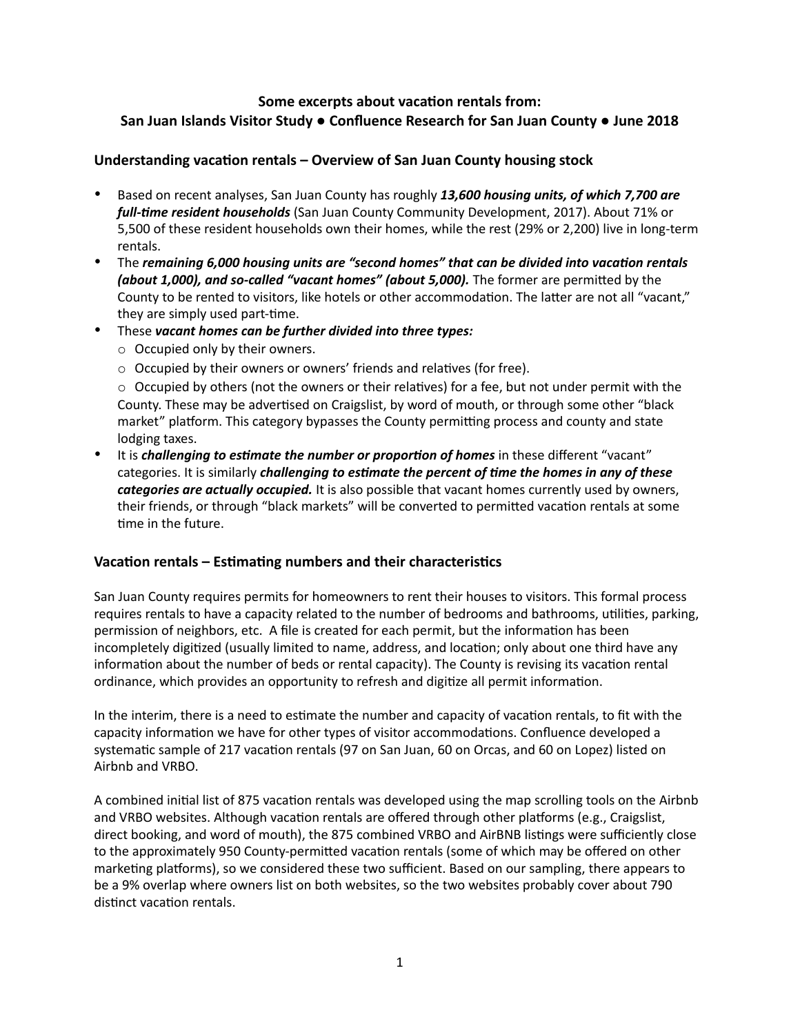**Some excerpts about vacation rentals from:**
**San Juan Islands Visitor Study ● Confluence Research for San Juan County ● June 2018**

## Understanding vacation rentals – Overview of San Juan County housing stock

- Based on recent analyses, San Juan County has roughly ***13,600 housing units, of which 7,700 are full-time resident households*** (San Juan County Community Development, 2017). About 71% or 5,500 of these resident households own their homes, while the rest (29% or 2,200) live in long-term rentals.
- The ***remaining 6,000 housing units are "second homes" that can be divided into vacation rentals (about 1,000), and so-called "vacant homes" (about 5,000).*** The former are permitted by the County to be rented to visitors, like hotels or other accommodation. The latter are not all "vacant," they are simply used part-time.
- These ***vacant homes can be further divided into three types:***
  - Occupied only by their owners.
  - Occupied by their owners or owners' friends and relatives (for free).
  - Occupied by others (not the owners or their relatives) for a fee, but not under permit with the County. These may be advertised on Craigslist, by word of mouth, or through some other "black market" platform. This category bypasses the County permitting process and county and state lodging taxes.
- It is ***challenging to estimate the number or proportion of homes*** in these different "vacant" categories. It is similarly ***challenging to estimate the percent of time the homes in any of these categories are actually occupied.*** It is also possible that vacant homes currently used by owners, their friends, or through "black markets" will be converted to permitted vacation rentals at some time in the future.

## Vacation rentals – Estimating numbers and their characteristics

San Juan County requires permits for homeowners to rent their houses to visitors. This formal process requires rentals to have a capacity related to the number of bedrooms and bathrooms, utilities, parking, permission of neighbors, etc. A file is created for each permit, but the information has been incompletely digitized (usually limited to name, address, and location; only about one third have any information about the number of beds or rental capacity). The County is revising its vacation rental ordinance, which provides an opportunity to refresh and digitize all permit information.

In the interim, there is a need to estimate the number and capacity of vacation rentals, to fit with the capacity information we have for other types of visitor accommodations. Confluence developed a systematic sample of 217 vacation rentals (97 on San Juan, 60 on Orcas, and 60 on Lopez) listed on Airbnb and VRBO.

A combined initial list of 875 vacation rentals was developed using the map scrolling tools on the Airbnb and VRBO websites. Although vacation rentals are offered through other platforms (e.g., Craigslist, direct booking, and word of mouth), the 875 combined VRBO and AirBNB listings were sufficiently close to the approximately 950 County-permitted vacation rentals (some of which may be offered on other marketing platforms), so we considered these two sufficient. Based on our sampling, there appears to be a 9% overlap where owners list on both websites, so the two websites probably cover about 790 distinct vacation rentals.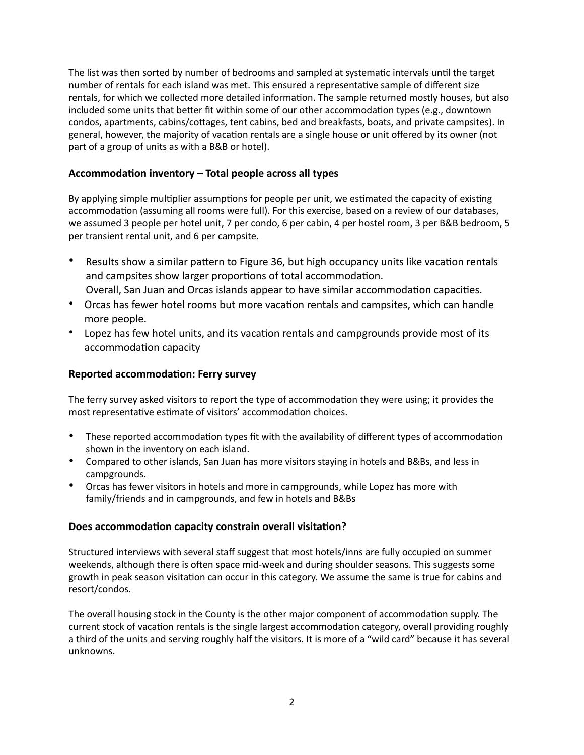The list was then sorted by number of bedrooms and sampled at systematic intervals until the target number of rentals for each island was met. This ensured a representative sample of different size rentals, for which we collected more detailed information. The sample returned mostly houses, but also included some units that better fit within some of our other accommodation types (e.g., downtown condos, apartments, cabins/cottages, tent cabins, bed and breakfasts, boats, and private campsites). In general, however, the majority of vacation rentals are a single house or unit offered by its owner (not part of a group of units as with a B&B or hotel).

### Accommodation inventory – Total people across all types

By applying simple multiplier assumptions for people per unit, we estimated the capacity of existing accommodation (assuming all rooms were full). For this exercise, based on a review of our databases, we assumed 3 people per hotel unit, 7 per condo, 6 per cabin, 4 per hostel room, 3 per B&B bedroom, 5 per transient rental unit, and 6 per campsite.

- Results show a similar pattern to Figure 36, but high occupancy units like vacation rentals and campsites show larger proportions of total accommodation. Overall, San Juan and Orcas islands appear to have similar accommodation capacities.
- Orcas has fewer hotel rooms but more vacation rentals and campsites, which can handle more people.
- Lopez has few hotel units, and its vacation rentals and campgrounds provide most of its accommodation capacity

### Reported accommodation: Ferry survey

The ferry survey asked visitors to report the type of accommodation they were using; it provides the most representative estimate of visitors' accommodation choices.

- These reported accommodation types fit with the availability of different types of accommodation shown in the inventory on each island.
- Compared to other islands, San Juan has more visitors staying in hotels and B&Bs, and less in campgrounds.
- Orcas has fewer visitors in hotels and more in campgrounds, while Lopez has more with family/friends and in campgrounds, and few in hotels and B&Bs

### Does accommodation capacity constrain overall visitation?

Structured interviews with several staff suggest that most hotels/inns are fully occupied on summer weekends, although there is often space mid-week and during shoulder seasons. This suggests some growth in peak season visitation can occur in this category. We assume the same is true for cabins and resort/condos.

The overall housing stock in the County is the other major component of accommodation supply. The current stock of vacation rentals is the single largest accommodation category, overall providing roughly a third of the units and serving roughly half the visitors. It is more of a "wild card" because it has several unknowns.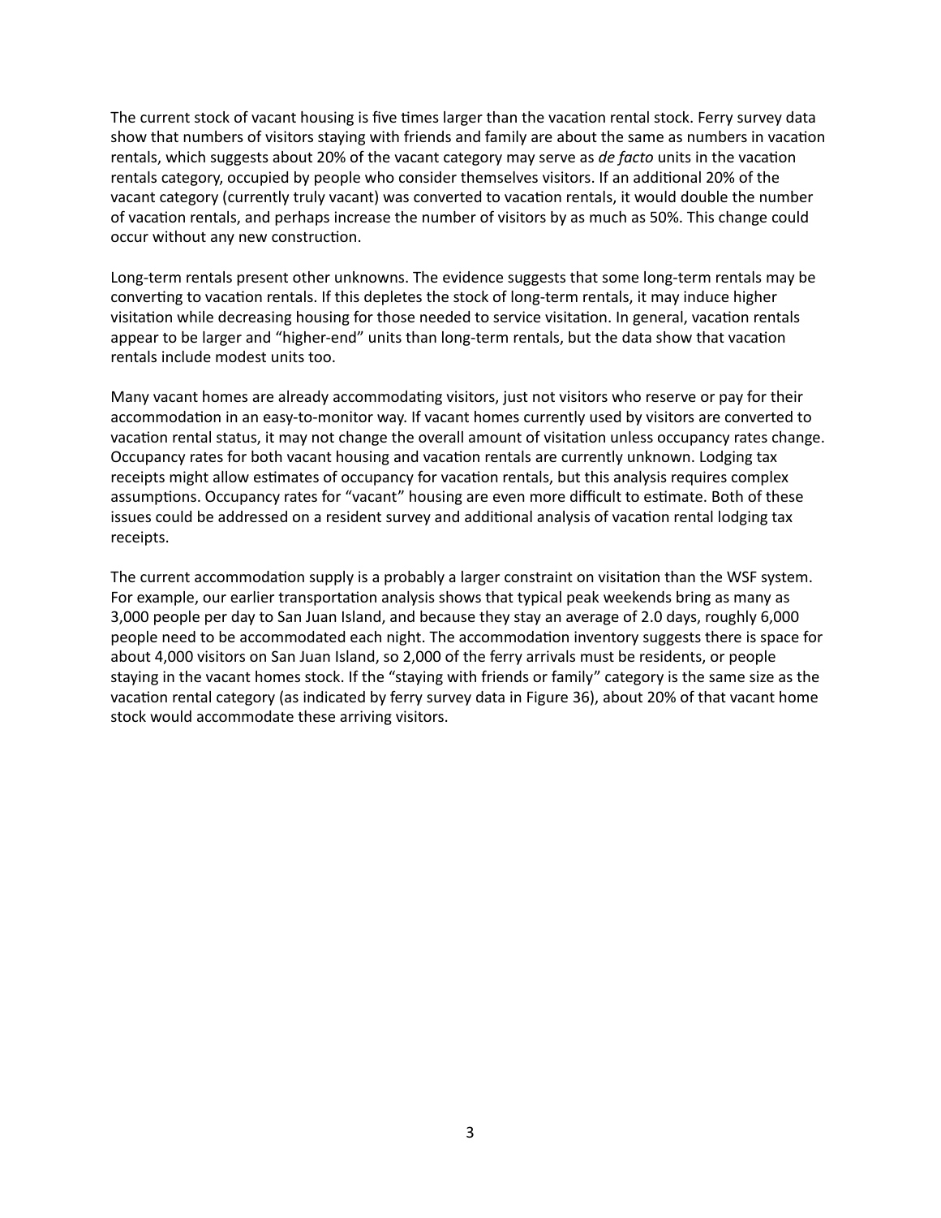The current stock of vacant housing is five times larger than the vacation rental stock. Ferry survey data show that numbers of visitors staying with friends and family are about the same as numbers in vacation rentals, which suggests about 20% of the vacant category may serve as *de facto* units in the vacation rentals category, occupied by people who consider themselves visitors. If an additional 20% of the vacant category (currently truly vacant) was converted to vacation rentals, it would double the number of vacation rentals, and perhaps increase the number of visitors by as much as 50%. This change could occur without any new construction.

Long-term rentals present other unknowns. The evidence suggests that some long-term rentals may be converting to vacation rentals. If this depletes the stock of long-term rentals, it may induce higher visitation while decreasing housing for those needed to service visitation. In general, vacation rentals appear to be larger and "higher-end" units than long-term rentals, but the data show that vacation rentals include modest units too.

Many vacant homes are already accommodating visitors, just not visitors who reserve or pay for their accommodation in an easy-to-monitor way. If vacant homes currently used by visitors are converted to vacation rental status, it may not change the overall amount of visitation unless occupancy rates change. Occupancy rates for both vacant housing and vacation rentals are currently unknown. Lodging tax receipts might allow estimates of occupancy for vacation rentals, but this analysis requires complex assumptions. Occupancy rates for "vacant" housing are even more difficult to estimate. Both of these issues could be addressed on a resident survey and additional analysis of vacation rental lodging tax receipts.

The current accommodation supply is a probably a larger constraint on visitation than the WSF system. For example, our earlier transportation analysis shows that typical peak weekends bring as many as 3,000 people per day to San Juan Island, and because they stay an average of 2.0 days, roughly 6,000 people need to be accommodated each night. The accommodation inventory suggests there is space for about 4,000 visitors on San Juan Island, so 2,000 of the ferry arrivals must be residents, or people staying in the vacant homes stock. If the "staying with friends or family" category is the same size as the vacation rental category (as indicated by ferry survey data in Figure 36), about 20% of that vacant home stock would accommodate these arriving visitors.